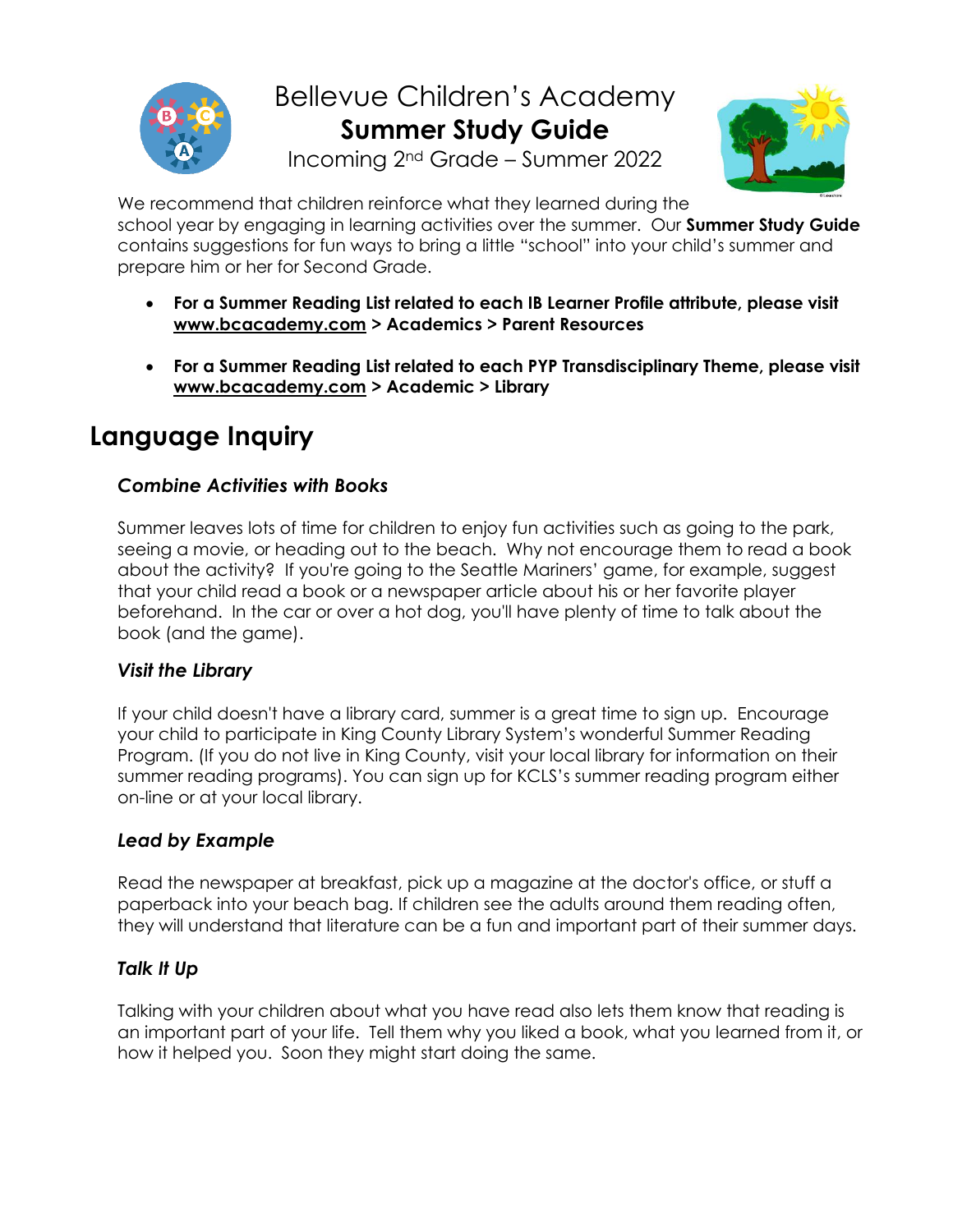# Bellevue Children's Academy
## Summer Study Guide
Incoming 2nd Grade – Summer 2022

We recommend that children reinforce what they learned during the school year by engaging in learning activities over the summer. Our **Summer Study Guide** contains suggestions for fun ways to bring a little "school" into your child's summer and prepare him or her for Second Grade.

- **For a Summer Reading List related to each IB Learner Profile attribute, please visit www.bcacademy.com > Academics > Parent Resources**
- **For a Summer Reading List related to each PYP Transdisciplinary Theme, please visit www.bcacademy.com > Academic > Library**

## Language Inquiry

### *Combine Activities with Books*

Summer leaves lots of time for children to enjoy fun activities such as going to the park, seeing a movie, or heading out to the beach. Why not encourage them to read a book about the activity? If you're going to the Seattle Mariners' game, for example, suggest that your child read a book or a newspaper article about his or her favorite player beforehand. In the car or over a hot dog, you'll have plenty of time to talk about the book (and the game).

### *Visit the Library*

If your child doesn't have a library card, summer is a great time to sign up. Encourage your child to participate in King County Library System's wonderful Summer Reading Program. (If you do not live in King County, visit your local library for information on their summer reading programs). You can sign up for KCLS's summer reading program either on-line or at your local library.

### *Lead by Example*

Read the newspaper at breakfast, pick up a magazine at the doctor's office, or stuff a paperback into your beach bag. If children see the adults around them reading often, they will understand that literature can be a fun and important part of their summer days.

### *Talk It Up*

Talking with your children about what you have read also lets them know that reading is an important part of your life. Tell them why you liked a book, what you learned from it, or how it helped you. Soon they might start doing the same.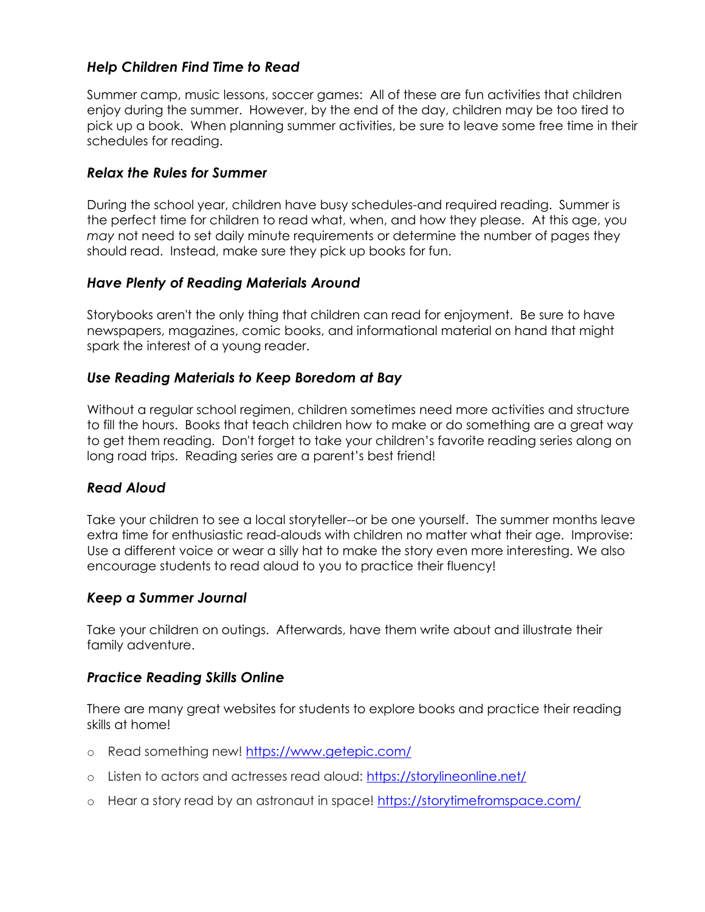### *Help Children Find Time to Read*

Summer camp, music lessons, soccer games: All of these are fun activities that children enjoy during the summer. However, by the end of the day, children may be too tired to pick up a book. When planning summer activities, be sure to leave some free time in their schedules for reading.

### *Relax the Rules for Summer*

During the school year, children have busy schedules-and required reading. Summer is the perfect time for children to read what, when, and how they please. At this age, you *may* not need to set daily minute requirements or determine the number of pages they should read. Instead, make sure they pick up books for fun.

### *Have Plenty of Reading Materials Around*

Storybooks aren't the only thing that children can read for enjoyment. Be sure to have newspapers, magazines, comic books, and informational material on hand that might spark the interest of a young reader.

### *Use Reading Materials to Keep Boredom at Bay*

Without a regular school regimen, children sometimes need more activities and structure to fill the hours. Books that teach children how to make or do something are a great way to get them reading. Don't forget to take your children's favorite reading series along on long road trips. Reading series are a parent's best friend!

### *Read Aloud*

Take your children to see a local storyteller--or be one yourself. The summer months leave extra time for enthusiastic read-alouds with children no matter what their age. Improvise: Use a different voice or wear a silly hat to make the story even more interesting. We also encourage students to read aloud to you to practice their fluency!

### *Keep a Summer Journal*

Take your children on outings. Afterwards, have them write about and illustrate their family adventure.

### *Practice Reading Skills Online*

There are many great websites for students to explore books and practice their reading skills at home!

- Read something new! https://www.getepic.com/
- Listen to actors and actresses read aloud: https://storylineonline.net/
- Hear a story read by an astronaut in space! https://storytimefromspace.com/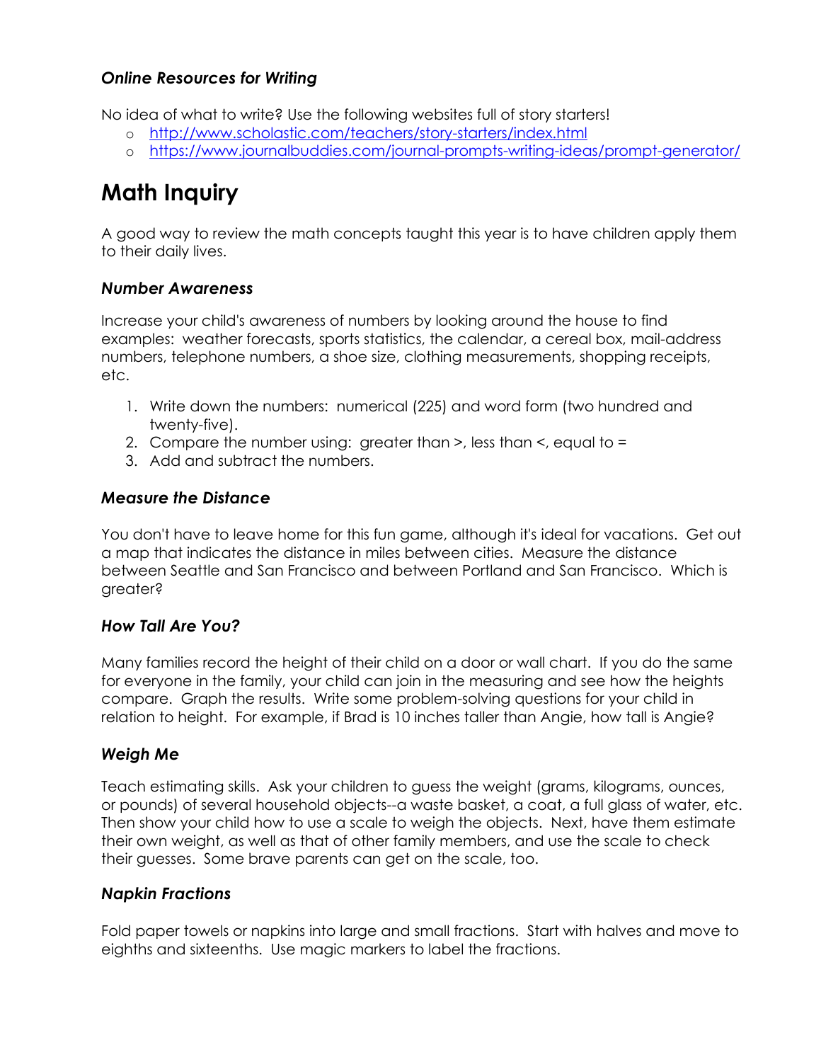### *Online Resources for Writing*

No idea of what to write? Use the following websites full of story starters!

- http://www.scholastic.com/teachers/story-starters/index.html
- https://www.journalbuddies.com/journal-prompts-writing-ideas/prompt-generator/

# Math Inquiry

A good way to review the math concepts taught this year is to have children apply them to their daily lives.

### *Number Awareness*

Increase your child's awareness of numbers by looking around the house to find examples: weather forecasts, sports statistics, the calendar, a cereal box, mail-address numbers, telephone numbers, a shoe size, clothing measurements, shopping receipts, etc.

1. Write down the numbers: numerical (225) and word form (two hundred and twenty-five).
2. Compare the number using: greater than >, less than <, equal to =
3. Add and subtract the numbers.

### *Measure the Distance*

You don't have to leave home for this fun game, although it's ideal for vacations. Get out a map that indicates the distance in miles between cities. Measure the distance between Seattle and San Francisco and between Portland and San Francisco. Which is greater?

### *How Tall Are You?*

Many families record the height of their child on a door or wall chart. If you do the same for everyone in the family, your child can join in the measuring and see how the heights compare. Graph the results. Write some problem-solving questions for your child in relation to height. For example, if Brad is 10 inches taller than Angie, how tall is Angie?

### *Weigh Me*

Teach estimating skills. Ask your children to guess the weight (grams, kilograms, ounces, or pounds) of several household objects--a waste basket, a coat, a full glass of water, etc. Then show your child how to use a scale to weigh the objects. Next, have them estimate their own weight, as well as that of other family members, and use the scale to check their guesses. Some brave parents can get on the scale, too.

### *Napkin Fractions*

Fold paper towels or napkins into large and small fractions. Start with halves and move to eighths and sixteenths. Use magic markers to label the fractions.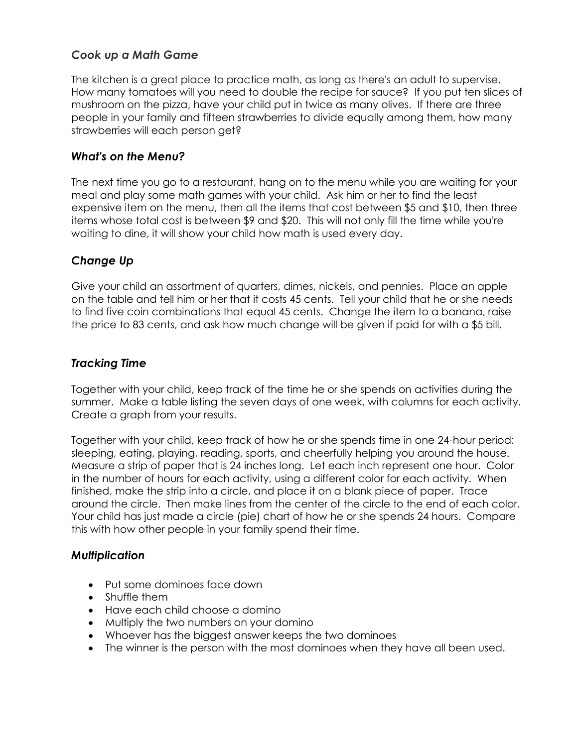### *Cook up a Math Game*

The kitchen is a great place to practice math, as long as there's an adult to supervise. How many tomatoes will you need to double the recipe for sauce? If you put ten slices of mushroom on the pizza, have your child put in twice as many olives. If there are three people in your family and fifteen strawberries to divide equally among them, how many strawberries will each person get?

### *What's on the Menu?*

The next time you go to a restaurant, hang on to the menu while you are waiting for your meal and play some math games with your child. Ask him or her to find the least expensive item on the menu, then all the items that cost between $5 and $10, then three items whose total cost is between $9 and $20. This will not only fill the time while you're waiting to dine, it will show your child how math is used every day.

### *Change Up*

Give your child an assortment of quarters, dimes, nickels, and pennies. Place an apple on the table and tell him or her that it costs 45 cents. Tell your child that he or she needs to find five coin combinations that equal 45 cents. Change the item to a banana, raise the price to 83 cents, and ask how much change will be given if paid for with a $5 bill.

### *Tracking Time*

Together with your child, keep track of the time he or she spends on activities during the summer. Make a table listing the seven days of one week, with columns for each activity. Create a graph from your results.

Together with your child, keep track of how he or she spends time in one 24-hour period: sleeping, eating, playing, reading, sports, and cheerfully helping you around the house. Measure a strip of paper that is 24 inches long. Let each inch represent one hour. Color in the number of hours for each activity, using a different color for each activity. When finished, make the strip into a circle, and place it on a blank piece of paper. Trace around the circle. Then make lines from the center of the circle to the end of each color. Your child has just made a circle (pie) chart of how he or she spends 24 hours. Compare this with how other people in your family spend their time.

### *Multiplication*

- Put some dominoes face down
- Shuffle them
- Have each child choose a domino
- Multiply the two numbers on your domino
- Whoever has the biggest answer keeps the two dominoes
- The winner is the person with the most dominoes when they have all been used.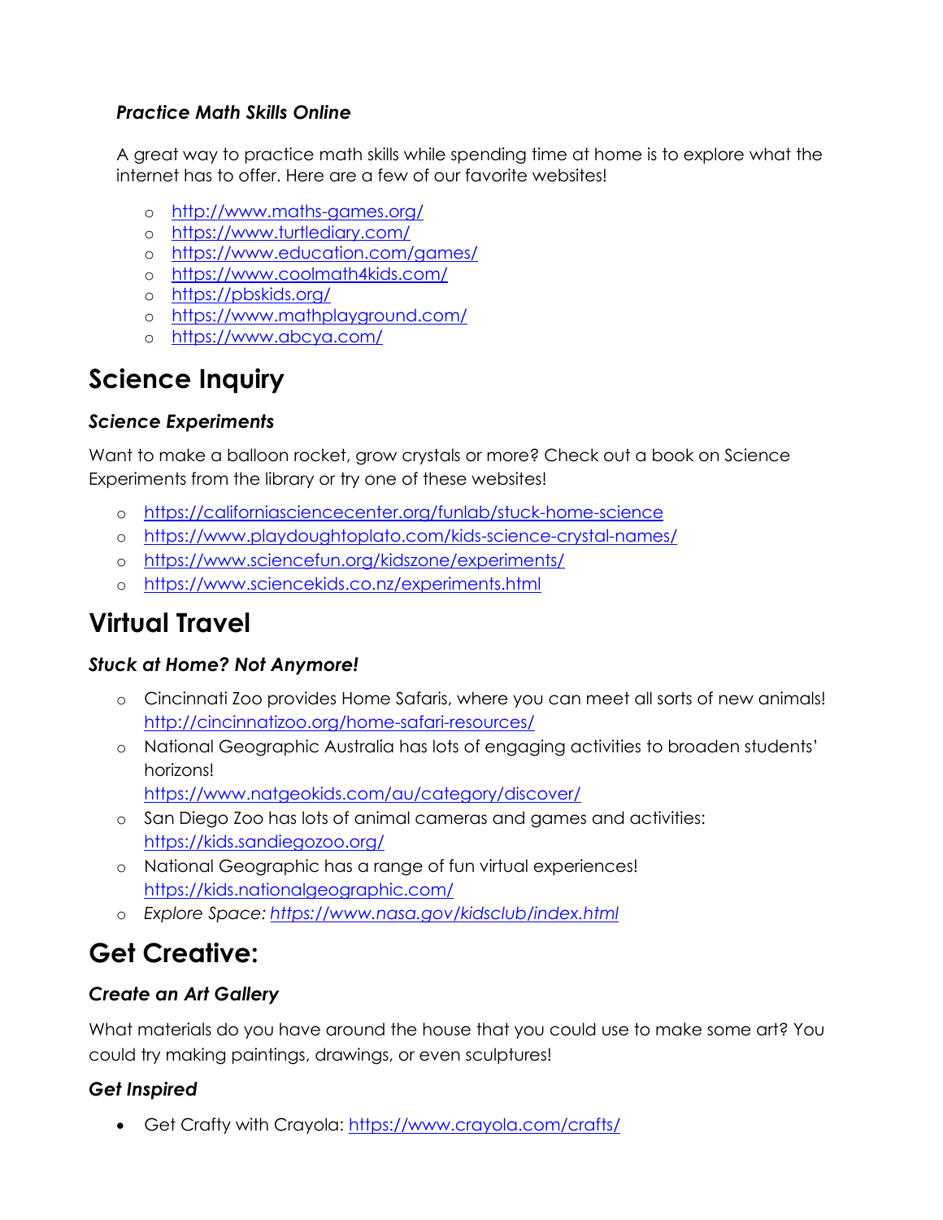### *Practice Math Skills Online*

A great way to practice math skills while spending time at home is to explore what the internet has to offer. Here are a few of our favorite websites!

- http://www.maths-games.org/
- https://www.turtlediary.com/
- https://www.education.com/games/
- https://www.coolmath4kids.com/
- https://pbskids.org/
- https://www.mathplayground.com/
- https://www.abcya.com/

# Science Inquiry

### *Science Experiments*

Want to make a balloon rocket, grow crystals or more? Check out a book on Science Experiments from the library or try one of these websites!

- https://californiasciencecenter.org/funlab/stuck-home-science
- https://www.playdoughtoplato.com/kids-science-crystal-names/
- https://www.sciencefun.org/kidszone/experiments/
- https://www.sciencekids.co.nz/experiments.html

# Virtual Travel

### *Stuck at Home? Not Anymore!*

- Cincinnati Zoo provides Home Safaris, where you can meet all sorts of new animals! http://cincinnatizoo.org/home-safari-resources/
- National Geographic Australia has lots of engaging activities to broaden students' horizons! https://www.natgeokids.com/au/category/discover/
- San Diego Zoo has lots of animal cameras and games and activities: https://kids.sandiegozoo.org/
- National Geographic has a range of fun virtual experiences! https://kids.nationalgeographic.com/
- *Explore Space: https://www.nasa.gov/kidsclub/index.html*

# Get Creative:

### *Create an Art Gallery*

What materials do you have around the house that you could use to make some art? You could try making paintings, drawings, or even sculptures!

### *Get Inspired*

- Get Crafty with Crayola: https://www.crayola.com/crafts/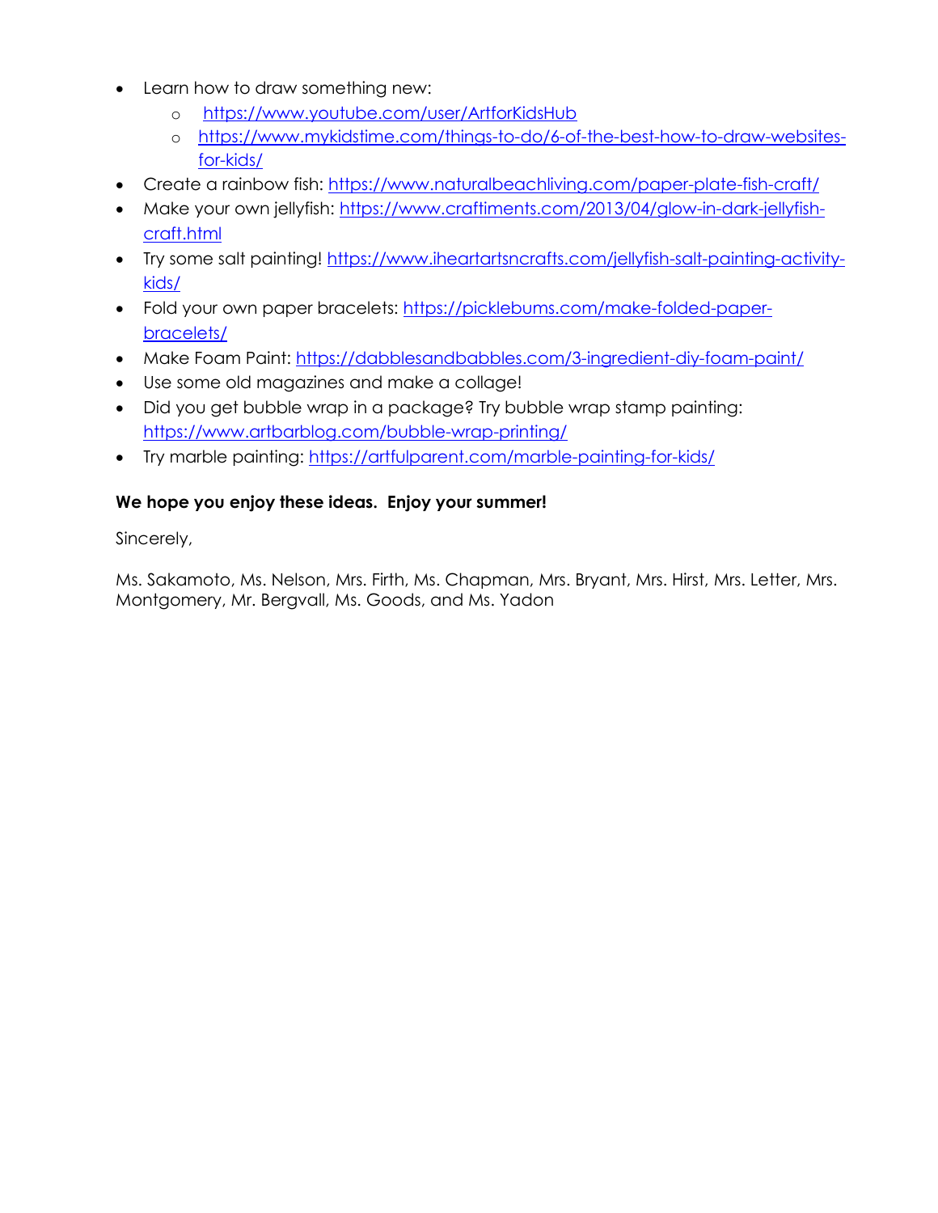- Learn how to draw something new:
    - https://www.youtube.com/user/ArtforKidsHub
    - https://www.mykidstime.com/things-to-do/6-of-the-best-how-to-draw-websites-for-kids/
- Create a rainbow fish: https://www.naturalbeachliving.com/paper-plate-fish-craft/
- Make your own jellyfish: https://www.craftiments.com/2013/04/glow-in-dark-jellyfish-craft.html
- Try some salt painting! https://www.iheartartsncrafts.com/jellyfish-salt-painting-activity-kids/
- Fold your own paper bracelets: https://picklebums.com/make-folded-paper-bracelets/
- Make Foam Paint: https://dabblesandbabbles.com/3-ingredient-diy-foam-paint/
- Use some old magazines and make a collage!
- Did you get bubble wrap in a package? Try bubble wrap stamp painting: https://www.artbarblog.com/bubble-wrap-printing/
- Try marble painting: https://artfulparent.com/marble-painting-for-kids/

**We hope you enjoy these ideas. Enjoy your summer!**

Sincerely,

Ms. Sakamoto, Ms. Nelson, Mrs. Firth, Ms. Chapman, Mrs. Bryant, Mrs. Hirst, Mrs. Letter, Mrs. Montgomery, Mr. Bergvall, Ms. Goods, and Ms. Yadon